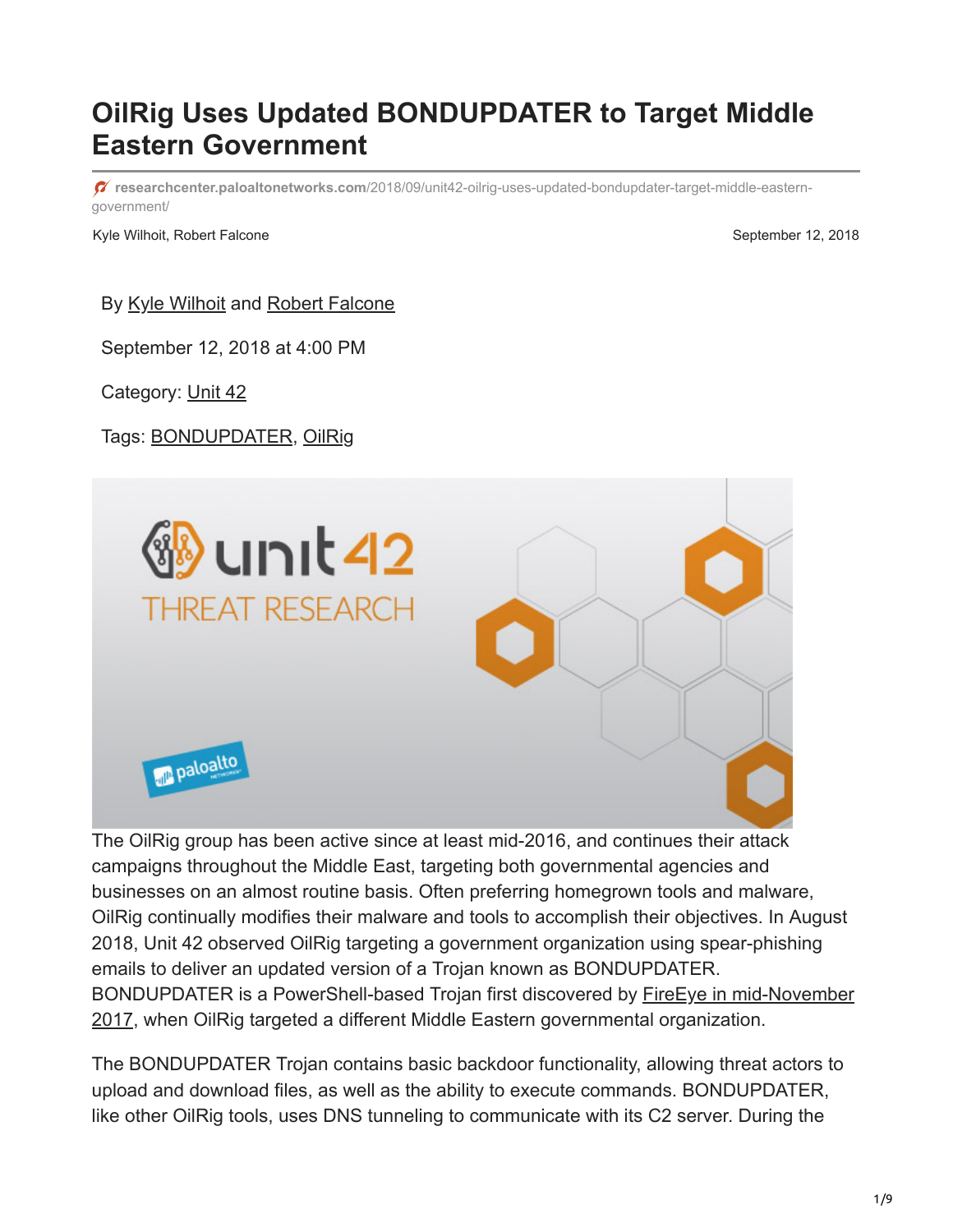# OilRig Uses Updated BONDUPDATER to Target Middle Eastern Government

researchcenter.paloaltonetworks.com/2018/09/unit42-oilrig-uses-updated-bondupdater-target-middle-eastern-government/

Kyle Wilhoit, Robert Falcone September 12, 2018

By Kyle Wilhoit and Robert Falcone

September 12, 2018 at 4:00 PM

Category: Unit 42

Tags: BONDUPDATER, OilRig

The OilRig group has been active since at least mid-2016, and continues their attack campaigns throughout the Middle East, targeting both governmental agencies and businesses on an almost routine basis. Often preferring homegrown tools and malware, OilRig continually modifies their malware and tools to accomplish their objectives. In August 2018, Unit 42 observed OilRig targeting a government organization using spear-phishing emails to deliver an updated version of a Trojan known as BONDUPDATER. BONDUPDATER is a PowerShell-based Trojan first discovered by FireEye in mid-November 2017, when OilRig targeted a different Middle Eastern governmental organization.

The BONDUPDATER Trojan contains basic backdoor functionality, allowing threat actors to upload and download files, as well as the ability to execute commands. BONDUPDATER, like other OilRig tools, uses DNS tunneling to communicate with its C2 server. During the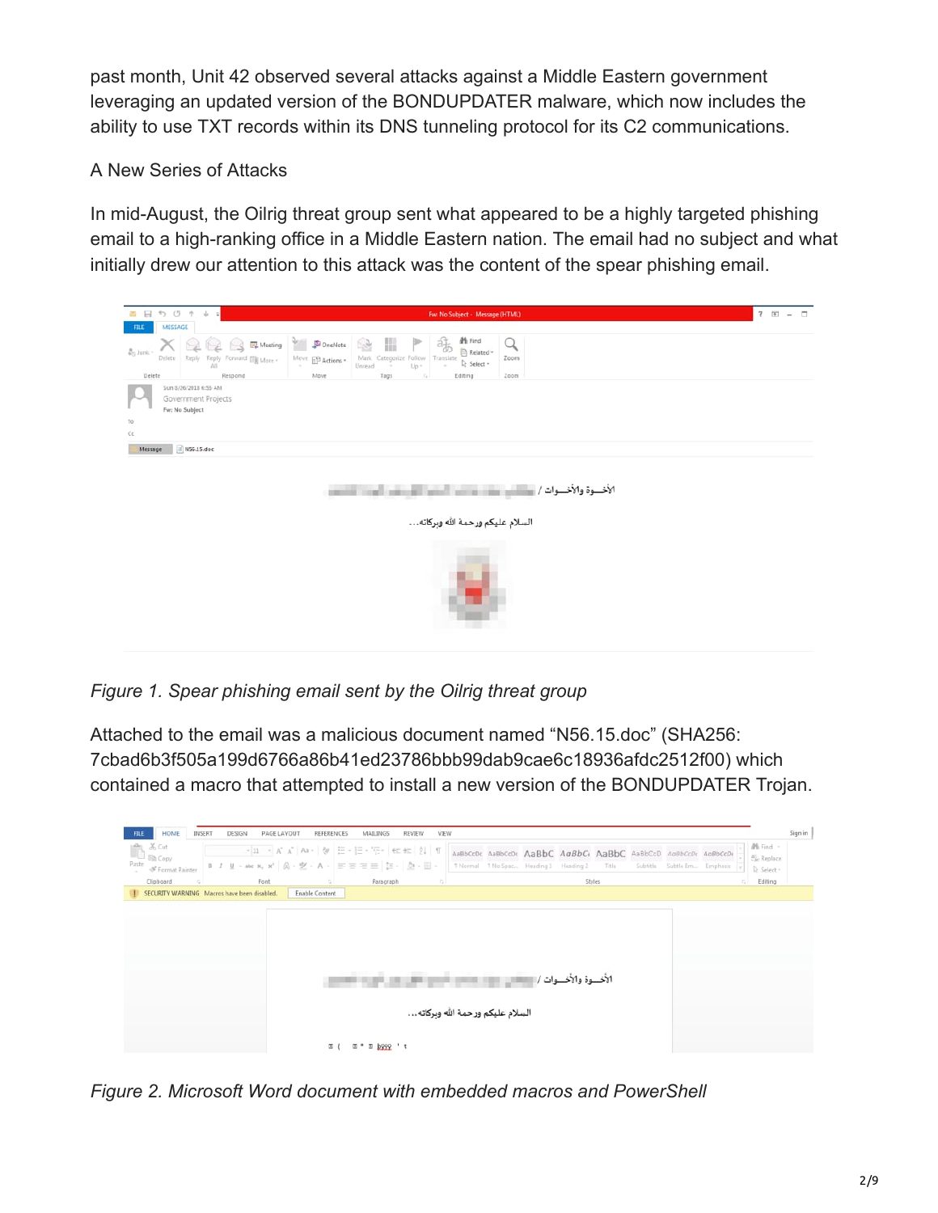past month, Unit 42 observed several attacks against a Middle Eastern government leveraging an updated version of the BONDUPDATER malware, which now includes the ability to use TXT records within its DNS tunneling protocol for its C2 communications.

## A New Series of Attacks

In mid-August, the Oilrig threat group sent what appeared to be a highly targeted phishing email to a high-ranking office in a Middle Eastern nation. The email had no subject and what initially drew our attention to this attack was the content of the spear phishing email.

*Figure 1. Spear phishing email sent by the Oilrig threat group*

Attached to the email was a malicious document named “N56.15.doc” (SHA256: 7cbad6b3f505a199d6766a86b41ed23786bbb99dab9cae6c18936afdc2512f00) which contained a macro that attempted to install a new version of the BONDUPDATER Trojan.

*Figure 2. Microsoft Word document with embedded macros and PowerShell*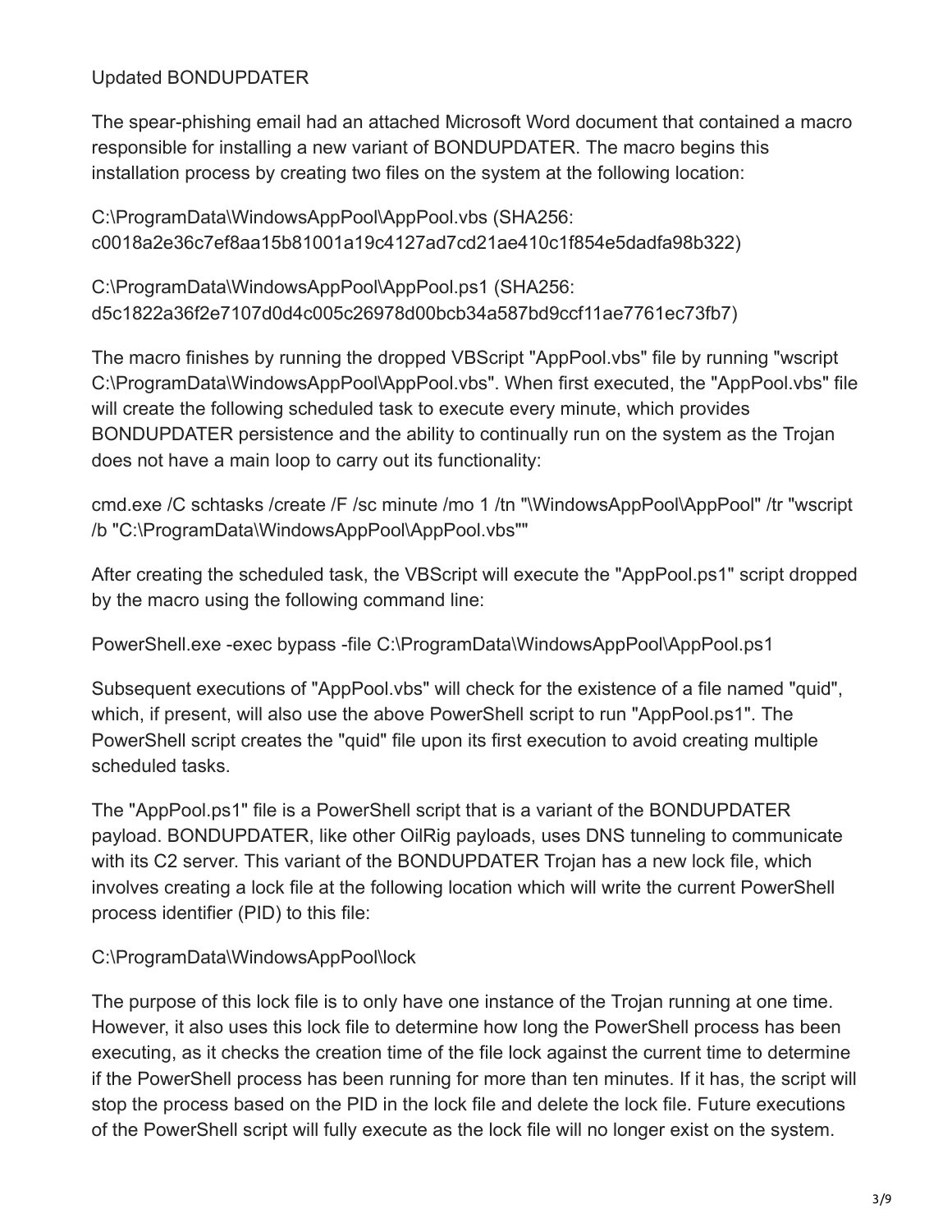## Updated BONDUPDATER

The spear-phishing email had an attached Microsoft Word document that contained a macro responsible for installing a new variant of BONDUPDATER. The macro begins this installation process by creating two files on the system at the following location:

C:\ProgramData\WindowsAppPool\AppPool.vbs (SHA256: c0018a2e36c7ef8aa15b81001a19c4127ad7cd21ae410c1f854e5dadfa98b322)

C:\ProgramData\WindowsAppPool\AppPool.ps1 (SHA256: d5c1822a36f2e7107d0d4c005c26978d00bcb34a587bd9ccf11ae7761ec73fb7)

The macro finishes by running the dropped VBScript "AppPool.vbs" file by running "wscript C:\ProgramData\WindowsAppPool\AppPool.vbs". When first executed, the "AppPool.vbs" file will create the following scheduled task to execute every minute, which provides BONDUPDATER persistence and the ability to continually run on the system as the Trojan does not have a main loop to carry out its functionality:

```
cmd.exe /C schtasks /create /F /sc minute /mo 1 /tn "\WindowsAppPool\AppPool" /tr "wscript /b "C:\ProgramData\WindowsAppPool\AppPool.vbs""
```

After creating the scheduled task, the VBScript will execute the "AppPool.ps1" script dropped by the macro using the following command line:

```
PowerShell.exe -exec bypass -file C:\ProgramData\WindowsAppPool\AppPool.ps1
```

Subsequent executions of "AppPool.vbs" will check for the existence of a file named "quid", which, if present, will also use the above PowerShell script to run "AppPool.ps1". The PowerShell script creates the "quid" file upon its first execution to avoid creating multiple scheduled tasks.

The "AppPool.ps1" file is a PowerShell script that is a variant of the BONDUPDATER payload. BONDUPDATER, like other OilRig payloads, uses DNS tunneling to communicate with its C2 server. This variant of the BONDUPDATER Trojan has a new lock file, which involves creating a lock file at the following location which will write the current PowerShell process identifier (PID) to this file:

C:\ProgramData\WindowsAppPool\lock

The purpose of this lock file is to only have one instance of the Trojan running at one time. However, it also uses this lock file to determine how long the PowerShell process has been executing, as it checks the creation time of the file lock against the current time to determine if the PowerShell process has been running for more than ten minutes. If it has, the script will stop the process based on the PID in the lock file and delete the lock file. Future executions of the PowerShell script will fully execute as the lock file will no longer exist on the system.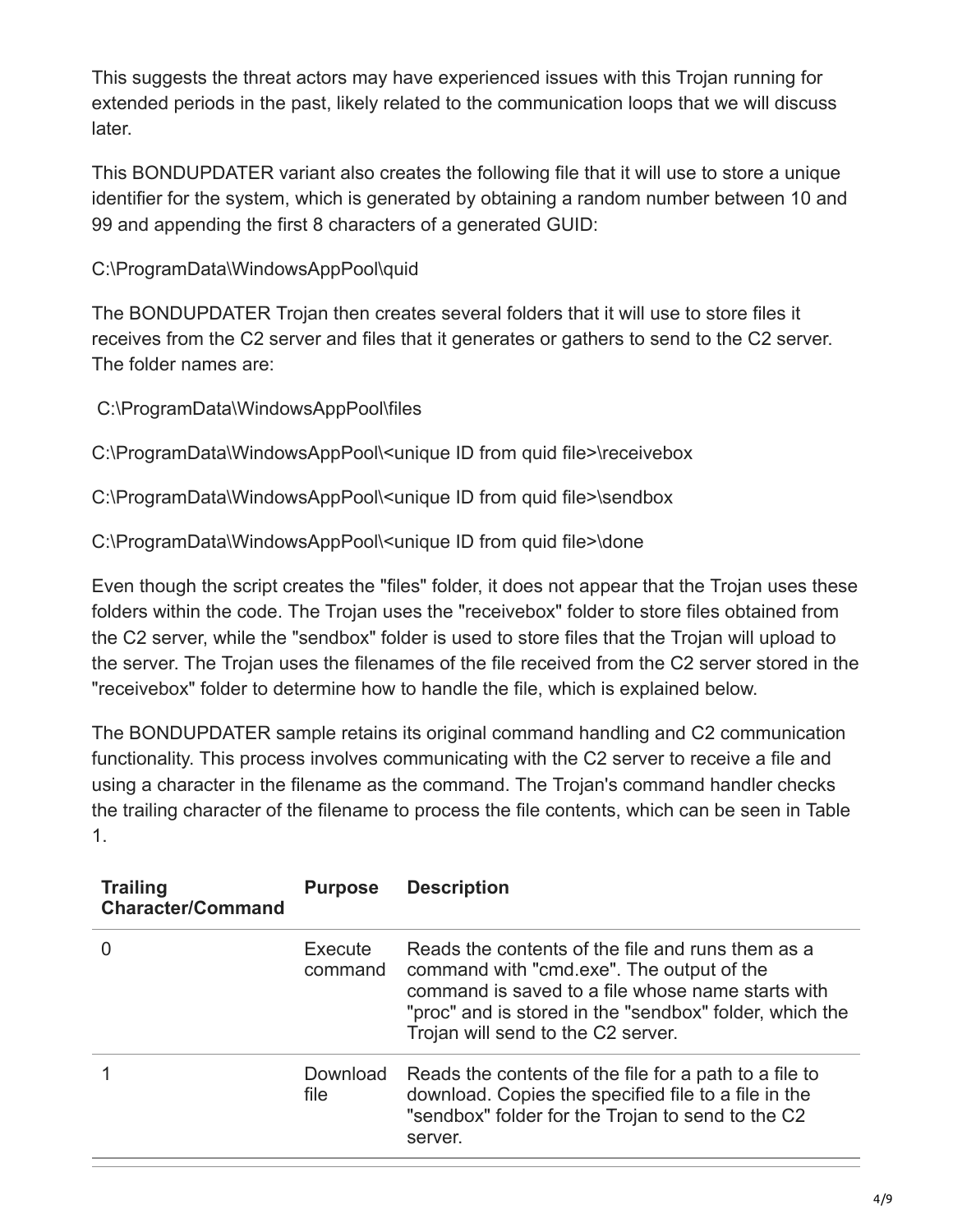This suggests the threat actors may have experienced issues with this Trojan running for extended periods in the past, likely related to the communication loops that we will discuss later.

This BONDUPDATER variant also creates the following file that it will use to store a unique identifier for the system, which is generated by obtaining a random number between 10 and 99 and appending the first 8 characters of a generated GUID:

C:\ProgramData\WindowsAppPool\quid

The BONDUPDATER Trojan then creates several folders that it will use to store files it receives from the C2 server and files that it generates or gathers to send to the C2 server. The folder names are:

C:\ProgramData\WindowsAppPool\files

C:\ProgramData\WindowsAppPool\<unique ID from quid file>\receivebox

C:\ProgramData\WindowsAppPool\<unique ID from quid file>\sendbox

C:\ProgramData\WindowsAppPool\<unique ID from quid file>\done

Even though the script creates the "files" folder, it does not appear that the Trojan uses these folders within the code. The Trojan uses the "receivebox" folder to store files obtained from the C2 server, while the "sendbox" folder is used to store files that the Trojan will upload to the server. The Trojan uses the filenames of the file received from the C2 server stored in the "receivebox" folder to determine how to handle the file, which is explained below.

The BONDUPDATER sample retains its original command handling and C2 communication functionality. This process involves communicating with the C2 server to receive a file and using a character in the filename as the command. The Trojan's command handler checks the trailing character of the filename to process the file contents, which can be seen in Table 1.

| Trailing Character/Command | Purpose | Description |
|---|---|---|
| 0 | Execute command | Reads the contents of the file and runs them as a command with "cmd.exe". The output of the command is saved to a file whose name starts with "proc" and is stored in the "sendbox" folder, which the Trojan will send to the C2 server. |
| 1 | Download file | Reads the contents of the file for a path to a file to download. Copies the specified file to a file in the "sendbox" folder for the Trojan to send to the C2 server. |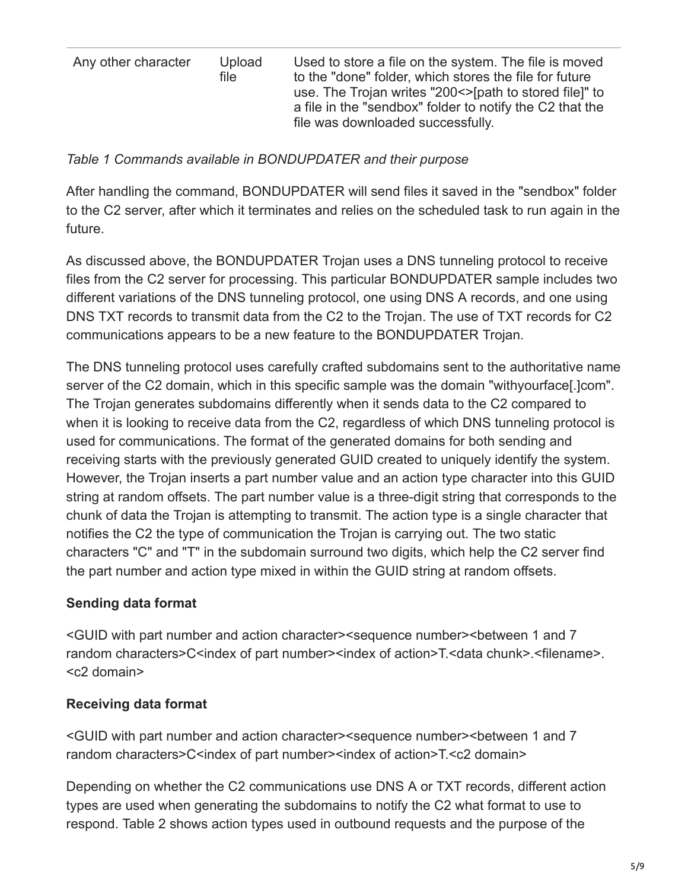| Any other character | Upload file | Used to store a file on the system. The file is moved to the "done" folder, which stores the file for future use. The Trojan writes "200<>[path to stored file]" to a file in the "sendbox" folder to notify the C2 that the file was downloaded successfully. |
|---|---|---|

*Table 1 Commands available in BONDUPDATER and their purpose*

After handling the command, BONDUPDATER will send files it saved in the "sendbox" folder to the C2 server, after which it terminates and relies on the scheduled task to run again in the future.

As discussed above, the BONDUPDATER Trojan uses a DNS tunneling protocol to receive files from the C2 server for processing. This particular BONDUPDATER sample includes two different variations of the DNS tunneling protocol, one using DNS A records, and one using DNS TXT records to transmit data from the C2 to the Trojan. The use of TXT records for C2 communications appears to be a new feature to the BONDUPDATER Trojan.

The DNS tunneling protocol uses carefully crafted subdomains sent to the authoritative name server of the C2 domain, which in this specific sample was the domain "withyourface[.]com". The Trojan generates subdomains differently when it sends data to the C2 compared to when it is looking to receive data from the C2, regardless of which DNS tunneling protocol is used for communications. The format of the generated domains for both sending and receiving starts with the previously generated GUID created to uniquely identify the system. However, the Trojan inserts a part number value and an action type character into this GUID string at random offsets. The part number value is a three-digit string that corresponds to the chunk of data the Trojan is attempting to transmit. The action type is a single character that notifies the C2 the type of communication the Trojan is carrying out. The two static characters "C" and "T" in the subdomain surround two digits, which help the C2 server find the part number and action type mixed in within the GUID string at random offsets.

**Sending data format**

<GUID with part number and action character><sequence number><between 1 and 7 random characters>C<index of part number><index of action>T.<data chunk>.<filename>.<c2 domain>

**Receiving data format**

<GUID with part number and action character><sequence number><between 1 and 7 random characters>C<index of part number><index of action>T.<c2 domain>

Depending on whether the C2 communications use DNS A or TXT records, different action types are used when generating the subdomains to notify the C2 what format to use to respond. Table 2 shows action types used in outbound requests and the purpose of the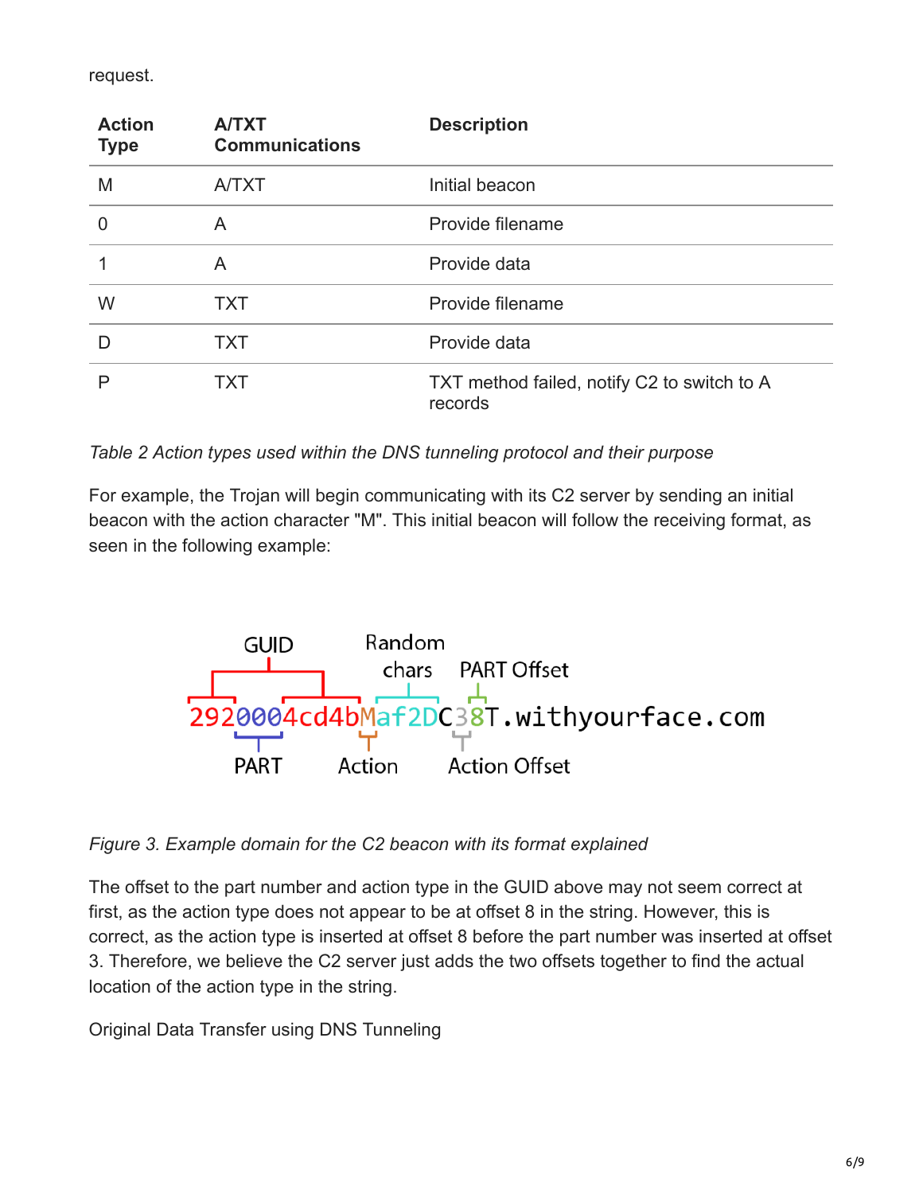request.

| Action Type | A/TXT Communications | Description |
|---|---|---|
| M | A/TXT | Initial beacon |
| 0 | A | Provide filename |
| 1 | A | Provide data |
| W | TXT | Provide filename |
| D | TXT | Provide data |
| P | TXT | TXT method failed, notify C2 to switch to A records |

*Table 2 Action types used within the DNS tunneling protocol and their purpose*

For example, the Trojan will begin communicating with its C2 server by sending an initial beacon with the action character "M". This initial beacon will follow the receiving format, as seen in the following example:

```
GUID: 2920004cd4b (PART: 000)
Random chars: af2D
Action: M
Action Offset: 3
PART Offset: 8

2920004cd4bMaf2DC38T.withyourface.com
```

*Figure 3. Example domain for the C2 beacon with its format explained*

The offset to the part number and action type in the GUID above may not seem correct at first, as the action type does not appear to be at offset 8 in the string. However, this is correct, as the action type is inserted at offset 8 before the part number was inserted at offset 3. Therefore, we believe the C2 server just adds the two offsets together to find the actual location of the action type in the string.

Original Data Transfer using DNS Tunneling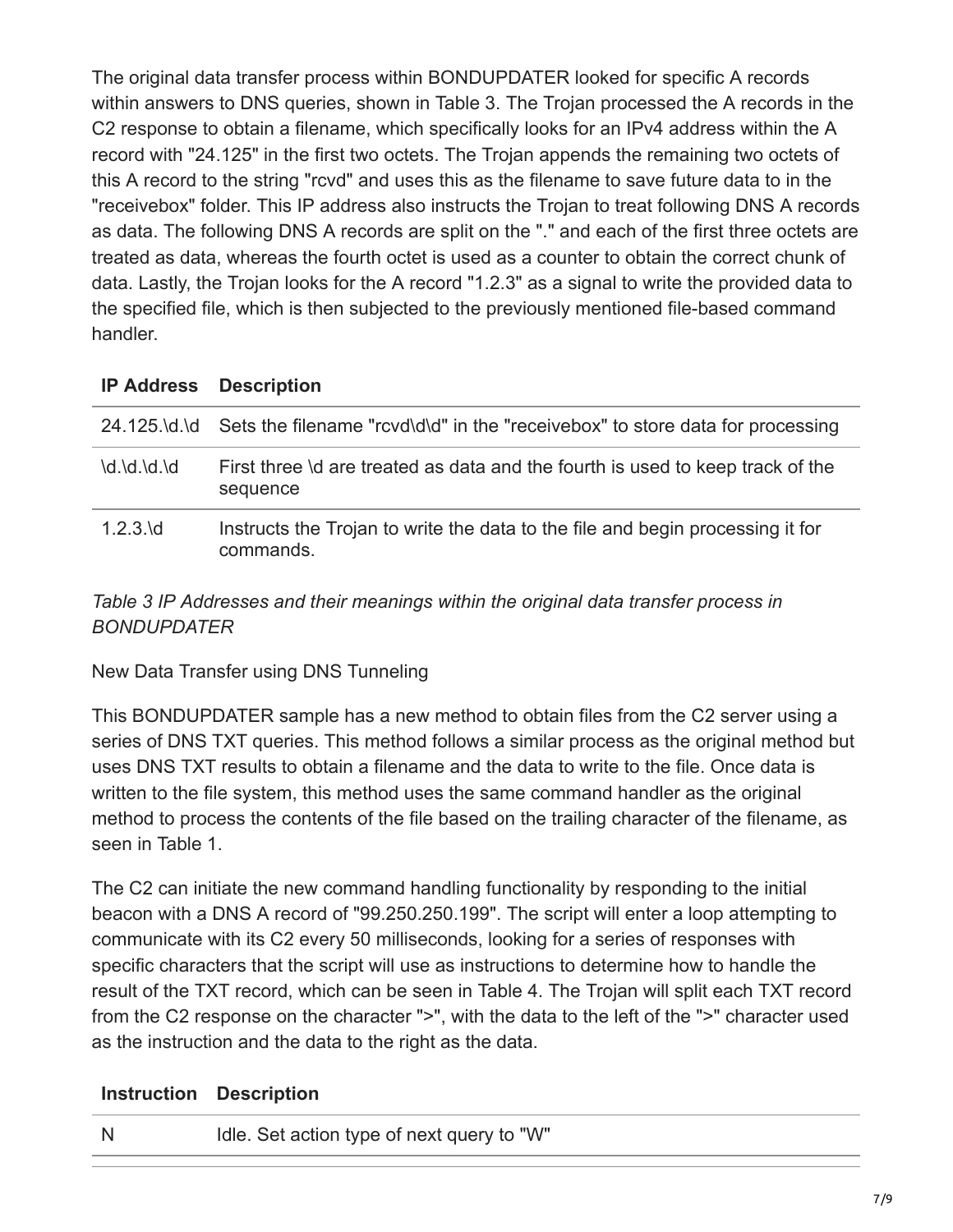The original data transfer process within BONDUPDATER looked for specific A records within answers to DNS queries, shown in Table 3. The Trojan processed the A records in the C2 response to obtain a filename, which specifically looks for an IPv4 address within the A record with "24.125" in the first two octets. The Trojan appends the remaining two octets of this A record to the string "rcvd" and uses this as the filename to save future data to in the "receivebox" folder. This IP address also instructs the Trojan to treat following DNS A records as data. The following DNS A records are split on the "." and each of the first three octets are treated as data, whereas the fourth octet is used as a counter to obtain the correct chunk of data. Lastly, the Trojan looks for the A record "1.2.3" as a signal to write the provided data to the specified file, which is then subjected to the previously mentioned file-based command handler.

| IP Address | Description |
|---|---|
| 24.125.\d.\d | Sets the filename "rcvd\d\d" in the "receivebox" to store data for processing |
| \d.\d.\d.\d | First three \d are treated as data and the fourth is used to keep track of the sequence |
| 1.2.3.\d | Instructs the Trojan to write the data to the file and begin processing it for commands. |

*Table 3 IP Addresses and their meanings within the original data transfer process in BONDUPDATER*

New Data Transfer using DNS Tunneling

This BONDUPDATER sample has a new method to obtain files from the C2 server using a series of DNS TXT queries. This method follows a similar process as the original method but uses DNS TXT results to obtain a filename and the data to write to the file. Once data is written to the file system, this method uses the same command handler as the original method to process the contents of the file based on the trailing character of the filename, as seen in Table 1.

The C2 can initiate the new command handling functionality by responding to the initial beacon with a DNS A record of "99.250.250.199". The script will enter a loop attempting to communicate with its C2 every 50 milliseconds, looking for a series of responses with specific characters that the script will use as instructions to determine how to handle the result of the TXT record, which can be seen in Table 4. The Trojan will split each TXT record from the C2 response on the character ">", with the data to the left of the ">" character used as the instruction and the data to the right as the data.

| Instruction | Description |
|---|---|
| N | Idle. Set action type of next query to "W" |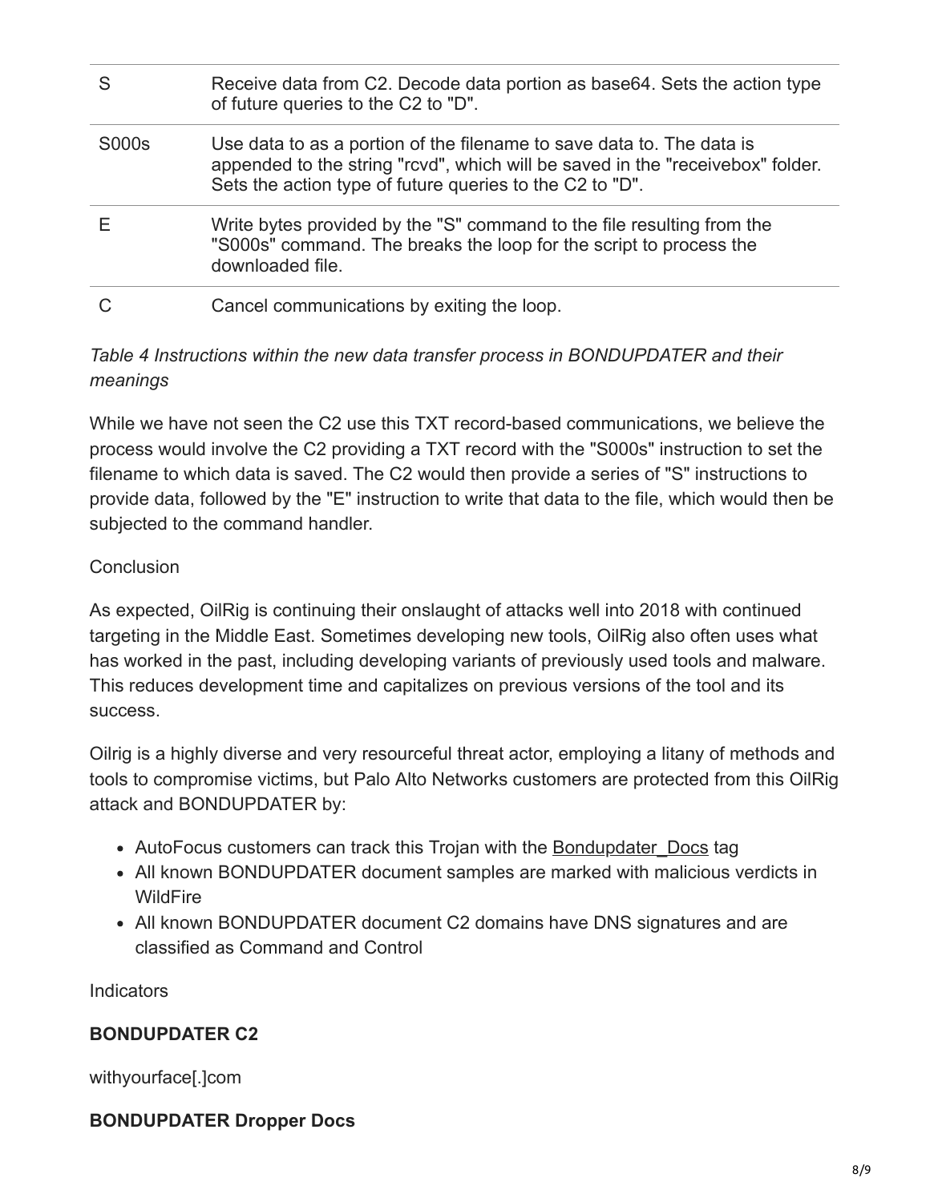| | |
|---|---|
| S | Receive data from C2. Decode data portion as base64. Sets the action type of future queries to the C2 to "D". |
| S000s | Use data to as a portion of the filename to save data to. The data is appended to the string "rcvd", which will be saved in the "receivebox" folder. Sets the action type of future queries to the C2 to "D". |
| E | Write bytes provided by the "S" command to the file resulting from the "S000s" command. The breaks the loop for the script to process the downloaded file. |
| C | Cancel communications by exiting the loop. |

*Table 4 Instructions within the new data transfer process in BONDUPDATER and their meanings*

While we have not seen the C2 use this TXT record-based communications, we believe the process would involve the C2 providing a TXT record with the "S000s" instruction to set the filename to which data is saved. The C2 would then provide a series of "S" instructions to provide data, followed by the "E" instruction to write that data to the file, which would then be subjected to the command handler.

Conclusion

As expected, OilRig is continuing their onslaught of attacks well into 2018 with continued targeting in the Middle East. Sometimes developing new tools, OilRig also often uses what has worked in the past, including developing variants of previously used tools and malware. This reduces development time and capitalizes on previous versions of the tool and its success.

Oilrig is a highly diverse and very resourceful threat actor, employing a litany of methods and tools to compromise victims, but Palo Alto Networks customers are protected from this OilRig attack and BONDUPDATER by:

- AutoFocus customers can track this Trojan with the Bondupdater_Docs tag
- All known BONDUPDATER document samples are marked with malicious verdicts in WildFire
- All known BONDUPDATER document C2 domains have DNS signatures and are classified as Command and Control

Indicators

**BONDUPDATER C2**

withyourface[.]com

**BONDUPDATER Dropper Docs**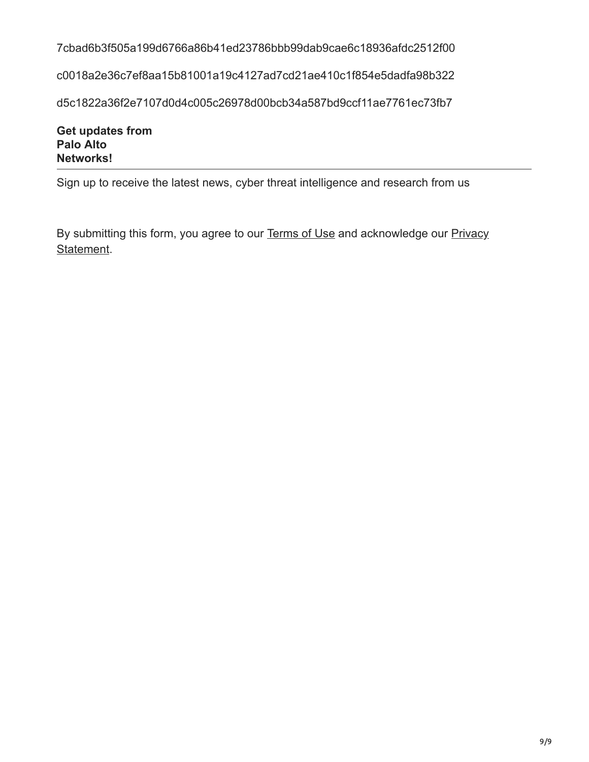7cbad6b3f505a199d6766a86b41ed23786bbb99dab9cae6c18936afdc2512f00

c0018a2e36c7ef8aa15b81001a19c4127ad7cd21ae410c1f854e5dadfa98b322

d5c1822a36f2e7107d0d4c005c26978d00bcb34a587bd9ccf11ae7761ec73fb7

**Get updates from Palo Alto Networks!**

Sign up to receive the latest news, cyber threat intelligence and research from us

By submitting this form, you agree to our Terms of Use and acknowledge our Privacy Statement.